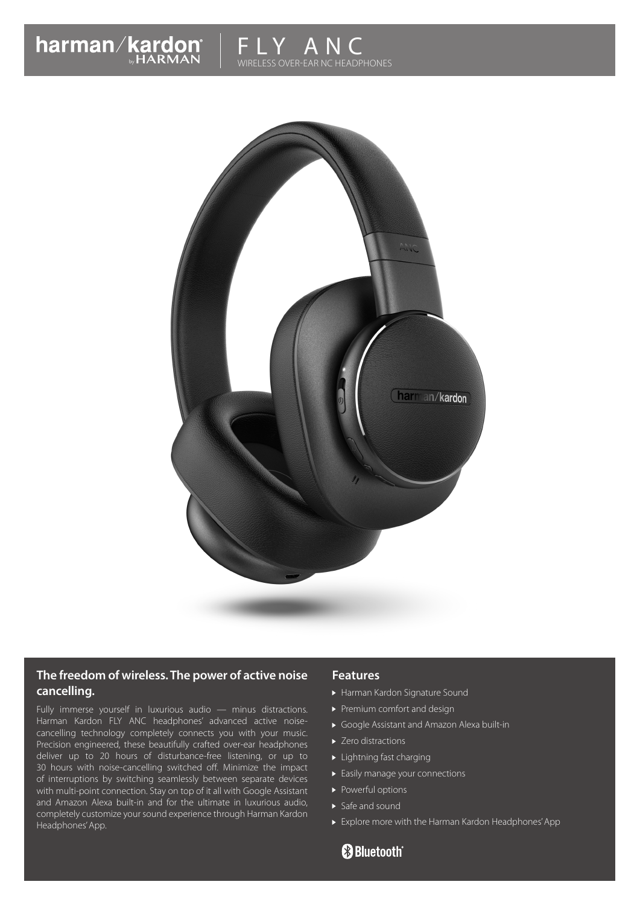# harman/kardon by HARMAN | FLY ANC

WIRELESS OVER-EAR NC HEADPHONES

## The freedom of wireless. The power of active noise cancelling.

Fully immerse yourself in luxurious audio — minus distractions. Harman Kardon FLY ANC headphones' advanced active noise-cancelling technology completely connects you with your music. Precision engineered, these beautifully crafted over-ear headphones deliver up to 20 hours of disturbance-free listening, or up to 30 hours with noise-cancelling switched off. Minimize the impact of interruptions by switching seamlessly between separate devices with multi-point connection. Stay on top of it all with Google Assistant and Amazon Alexa built-in and for the ultimate in luxurious audio, completely customize your sound experience through Harman Kardon Headphones' App.

## Features

- Harman Kardon Signature Sound
- Premium comfort and design
- Google Assistant and Amazon Alexa built-in
- Zero distractions
- Lightning fast charging
- Easily manage your connections
- Powerful options
- Safe and sound
- Explore more with the Harman Kardon Headphones' App

Bluetooth®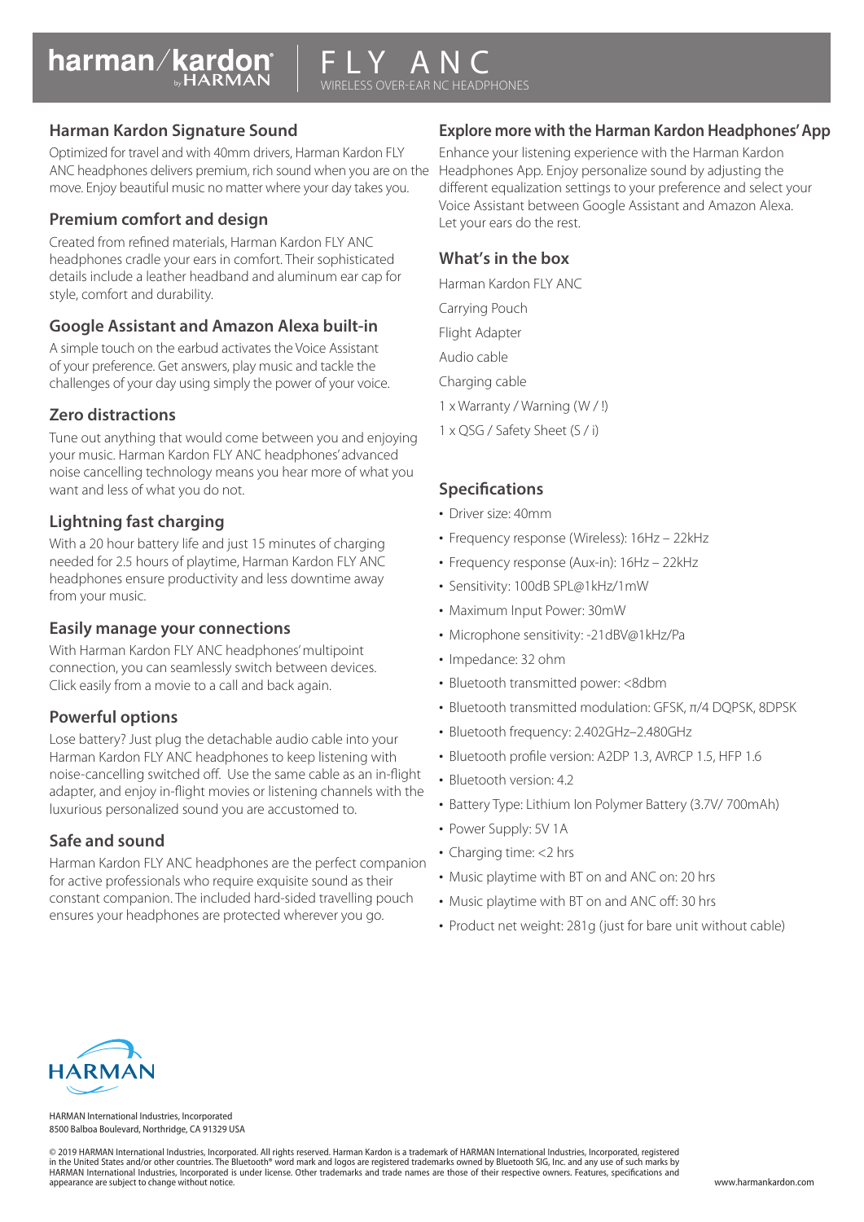# harman/kardon FLY ANC

WIRELESS OVER-EAR NC HEADPHONES

## Harman Kardon Signature Sound

Optimized for travel and with 40mm drivers, Harman Kardon FLY ANC headphones delivers premium, rich sound when you are on the move. Enjoy beautiful music no matter where your day takes you.

## Premium comfort and design

Created from refined materials, Harman Kardon FLY ANC headphones cradle your ears in comfort. Their sophisticated details include a leather headband and aluminum ear cap for style, comfort and durability.

## Google Assistant and Amazon Alexa built-in

A simple touch on the earbud activates the Voice Assistant of your preference. Get answers, play music and tackle the challenges of your day using simply the power of your voice.

## Zero distractions

Tune out anything that would come between you and enjoying your music. Harman Kardon FLY ANC headphones' advanced noise cancelling technology means you hear more of what you want and less of what you do not.

## Lightning fast charging

With a 20 hour battery life and just 15 minutes of charging needed for 2.5 hours of playtime, Harman Kardon FLY ANC headphones ensure productivity and less downtime away from your music.

## Easily manage your connections

With Harman Kardon FLY ANC headphones' multipoint connection, you can seamlessly switch between devices. Click easily from a movie to a call and back again.

## Powerful options

Lose battery? Just plug the detachable audio cable into your Harman Kardon FLY ANC headphones to keep listening with noise-cancelling switched off. Use the same cable as an in-flight adapter, and enjoy in-flight movies or listening channels with the luxurious personalized sound you are accustomed to.

## Safe and sound

Harman Kardon FLY ANC headphones are the perfect companion for active professionals who require exquisite sound as their constant companion. The included hard-sided travelling pouch ensures your headphones are protected wherever you go.

## Explore more with the Harman Kardon Headphones' App

Enhance your listening experience with the Harman Kardon Headphones App. Enjoy personalize sound by adjusting the different equalization settings to your preference and select your Voice Assistant between Google Assistant and Amazon Alexa. Let your ears do the rest.

## What's in the box

Harman Kardon FLY ANC

Carrying Pouch

Flight Adapter

Audio cable

Charging cable

1 x Warranty / Warning (W / !)

1 x QSG / Safety Sheet (S / i)

## Specifications

- Driver size: 40mm
- Frequency response (Wireless): 16Hz – 22kHz
- Frequency response (Aux-in): 16Hz – 22kHz
- Sensitivity: 100dB SPL@1kHz/1mW
- Maximum Input Power: 30mW
- Microphone sensitivity: -21dBV@1kHz/Pa
- Impedance: 32 ohm
- Bluetooth transmitted power: <8dbm
- Bluetooth transmitted modulation: GFSK, π/4 DQPSK, 8DPSK
- Bluetooth frequency: 2.402GHz–2.480GHz
- Bluetooth profile version: A2DP 1.3, AVRCP 1.5, HFP 1.6
- Bluetooth version: 4.2
- Battery Type: Lithium Ion Polymer Battery (3.7V/ 700mAh)
- Power Supply: 5V 1A
- Charging time: <2 hrs
- Music playtime with BT on and ANC on: 20 hrs
- Music playtime with BT on and ANC off: 30 hrs
- Product net weight: 281g (just for bare unit without cable)

HARMAN

HARMAN International Industries, Incorporated
8500 Balboa Boulevard, Northridge, CA 91329 USA

© 2019 HARMAN International Industries, Incorporated. All rights reserved. Harman Kardon is a trademark of HARMAN International Industries, Incorporated, registered in the United States and/or other countries. The Bluetooth® word mark and logos are registered trademarks owned by Bluetooth SIG, Inc. and any use of such marks by HARMAN International Industries, Incorporated is under license. Other trademarks and trade names are those of their respective owners. Features, specifications and appearance are subject to change without notice.

www.harmankardon.com